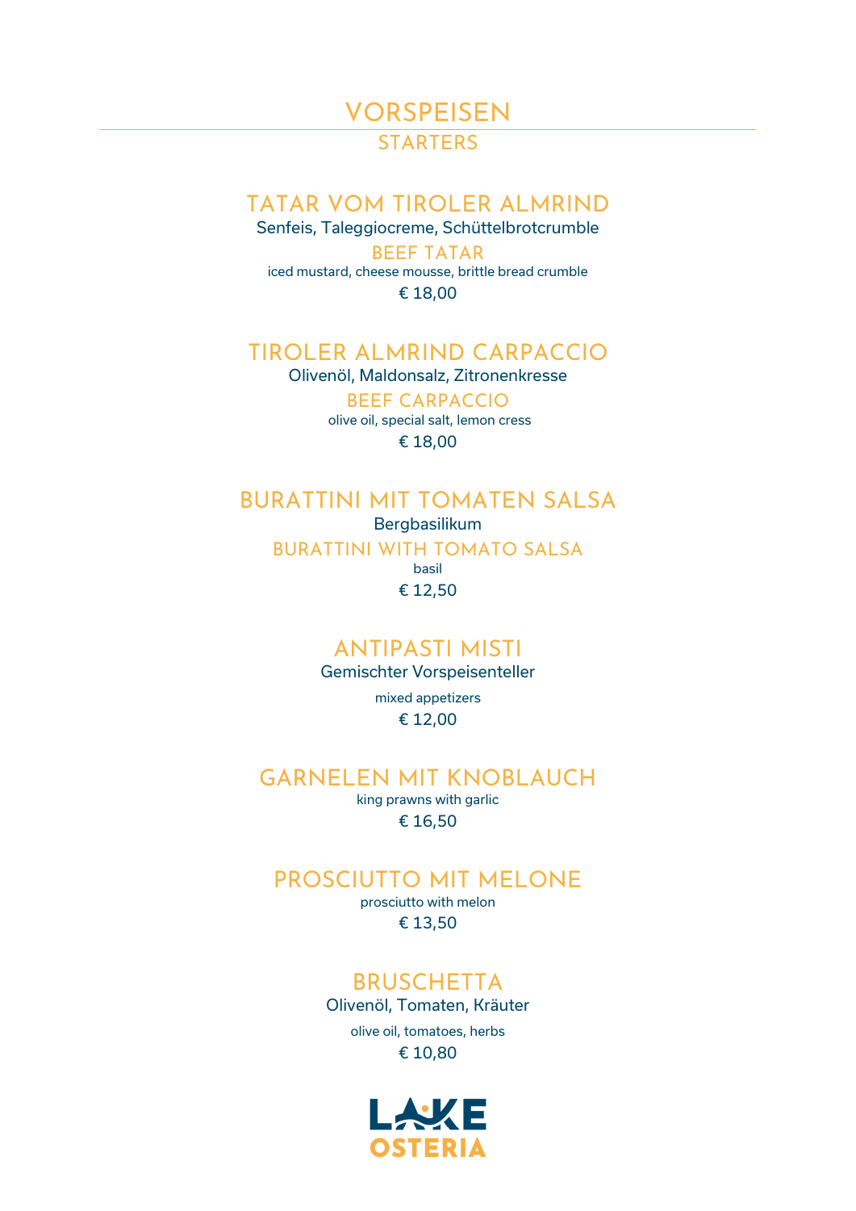# VORSPEISEN

## STARTERS

### TATAR VOM TIROLER ALMRIND

Senfeis, Taleggiocreme, Schüttelbrotcrumble

### BEEF TATAR

iced mustard, cheese mousse, brittle bread crumble

€ 18,00

### TIROLER ALMRIND CARPACCIO

Olivenöl, Maldonsalz, Zitronenkresse

### BEEF CARPACCIO

olive oil, special salt, lemon cress

€ 18,00

### BURATTINI MIT TOMATEN SALSA

Bergbasilikum

### BURATTINI WITH TOMATO SALSA

basil

€ 12,50

### ANTIPASTI MISTI

Gemischter Vorspeisenteller

mixed appetizers

€ 12,00

### GARNELEN MIT KNOBLAUCH

king prawns with garlic

€ 16,50

### PROSCIUTTO MIT MELONE

prosciutto with melon

€ 13,50

### BRUSCHETTA

Olivenöl, Tomaten, Kräuter

olive oil, tomatoes, herbs

€ 10,80

LAKE OSTERIA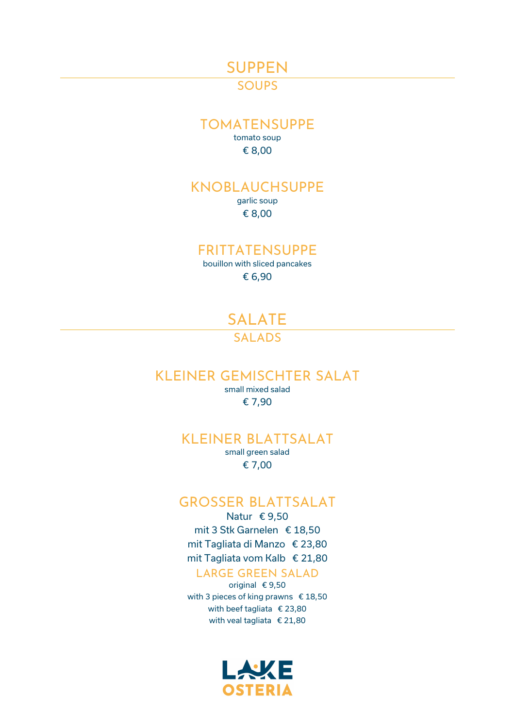# SUPPEN

## SOUPS

### TOMATENSUPPE

tomato soup

€ 8,00

### KNOBLAUCHSUPPE

garlic soup

€ 8,00

### FRITTATENSUPPE

bouillon with sliced pancakes

€ 6,90

# SALATE

## SALADS

### KLEINER GEMISCHTER SALAT

small mixed salad

€ 7,90

### KLEINER BLATTSALAT

small green salad

€ 7,00

### GROSSER BLATTSALAT

Natur € 9,50

mit 3 Stk Garnelen € 18,50

mit Tagliata di Manzo € 23,80

mit Tagliata vom Kalb € 21,80

### LARGE GREEN SALAD

original € 9,50

with 3 pieces of king prawns € 18,50

with beef tagliata € 23,80

with veal tagliata € 21,80

LAKE OSTERIA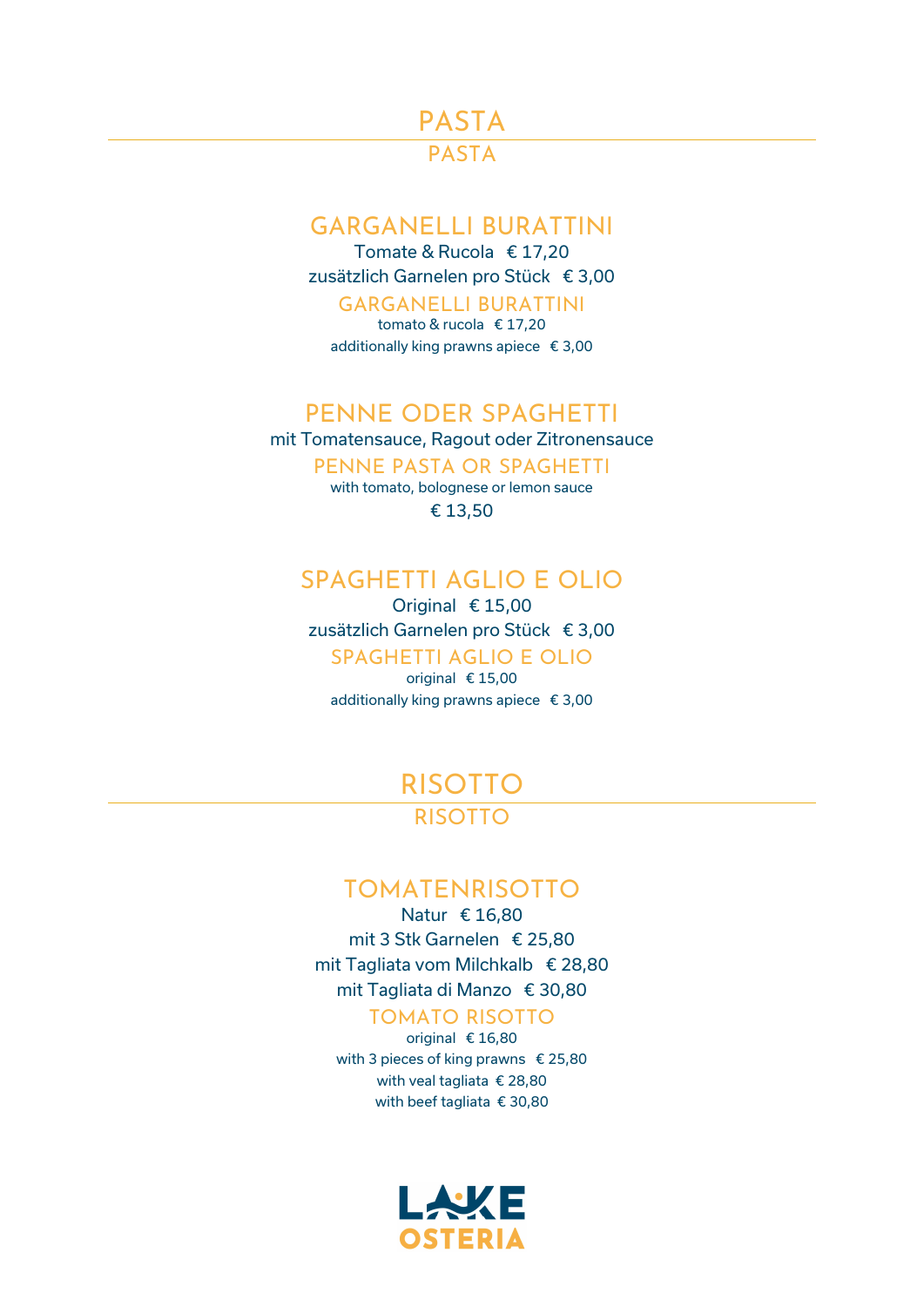# PASTA

## PASTA

### GARGANELLI BURATTINI

Tomate & Rucola € 17,20

zusätzlich Garnelen pro Stück € 3,00

### GARGANELLI BURATTINI

tomato & rucola € 17,20

additionally king prawns apiece € 3,00

### PENNE ODER SPAGHETTI

mit Tomatensauce, Ragout oder Zitronensauce

### PENNE PASTA OR SPAGHETTI

with tomato, bolognese or lemon sauce

€ 13,50

### SPAGHETTI AGLIO E OLIO

Original € 15,00

zusätzlich Garnelen pro Stück € 3,00

### SPAGHETTI AGLIO E OLIO

original € 15,00

additionally king prawns apiece € 3,00

# RISOTTO

## RISOTTO

### TOMATENRISOTTO

Natur € 16,80

mit 3 Stk Garnelen € 25,80

mit Tagliata vom Milchkalb € 28,80

mit Tagliata di Manzo € 30,80

### TOMATO RISOTTO

original € 16,80

with 3 pieces of king prawns € 25,80

with veal tagliata € 28,80

with beef tagliata € 30,80

LAKE OSTERIA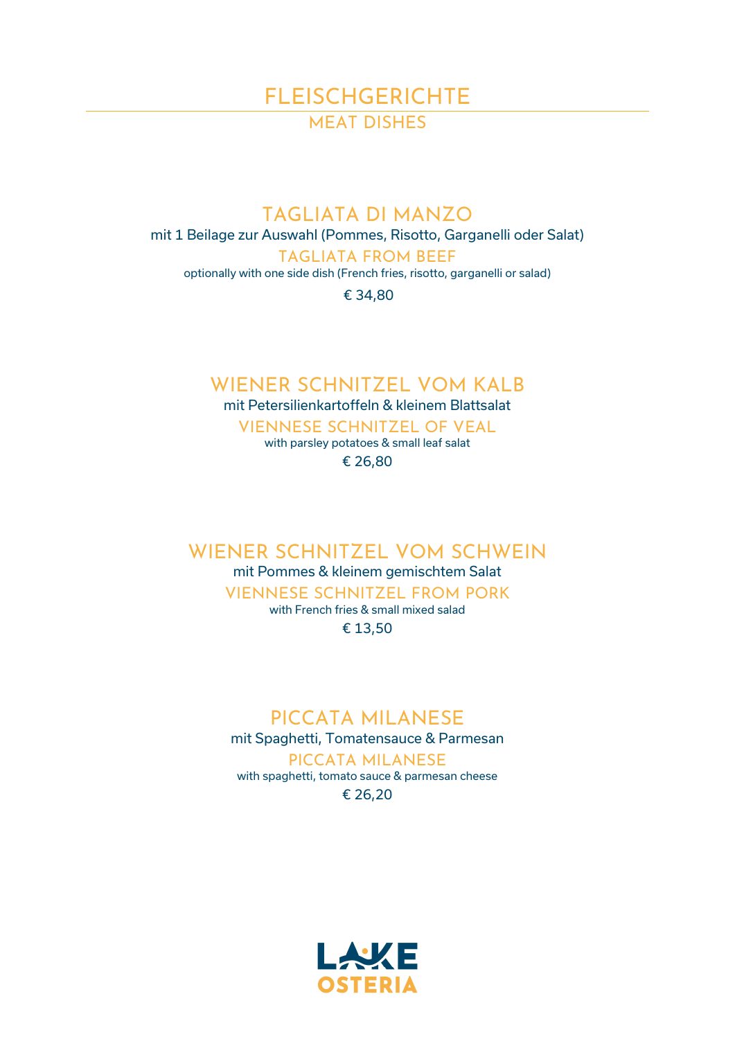# FLEISCHGERICHTE

## MEAT DISHES

### TAGLIATA DI MANZO

mit 1 Beilage zur Auswahl (Pommes, Risotto, Garganelli oder Salat)

### TAGLIATA FROM BEEF

optionally with one side dish (French fries, risotto, garganelli or salad)

€ 34,80

### WIENER SCHNITZEL VOM KALB

mit Petersilienkartoffeln & kleinem Blattsalat

### VIENNESE SCHNITZEL OF VEAL

with parsley potatoes & small leaf salat

€ 26,80

### WIENER SCHNITZEL VOM SCHWEIN

mit Pommes & kleinem gemischtem Salat

### VIENNESE SCHNITZEL FROM PORK

with French fries & small mixed salad

€ 13,50

### PICCATA MILANESE

mit Spaghetti, Tomatensauce & Parmesan

### PICCATA MILANESE

with spaghetti, tomato sauce & parmesan cheese

€ 26,20

LAKE OSTERIA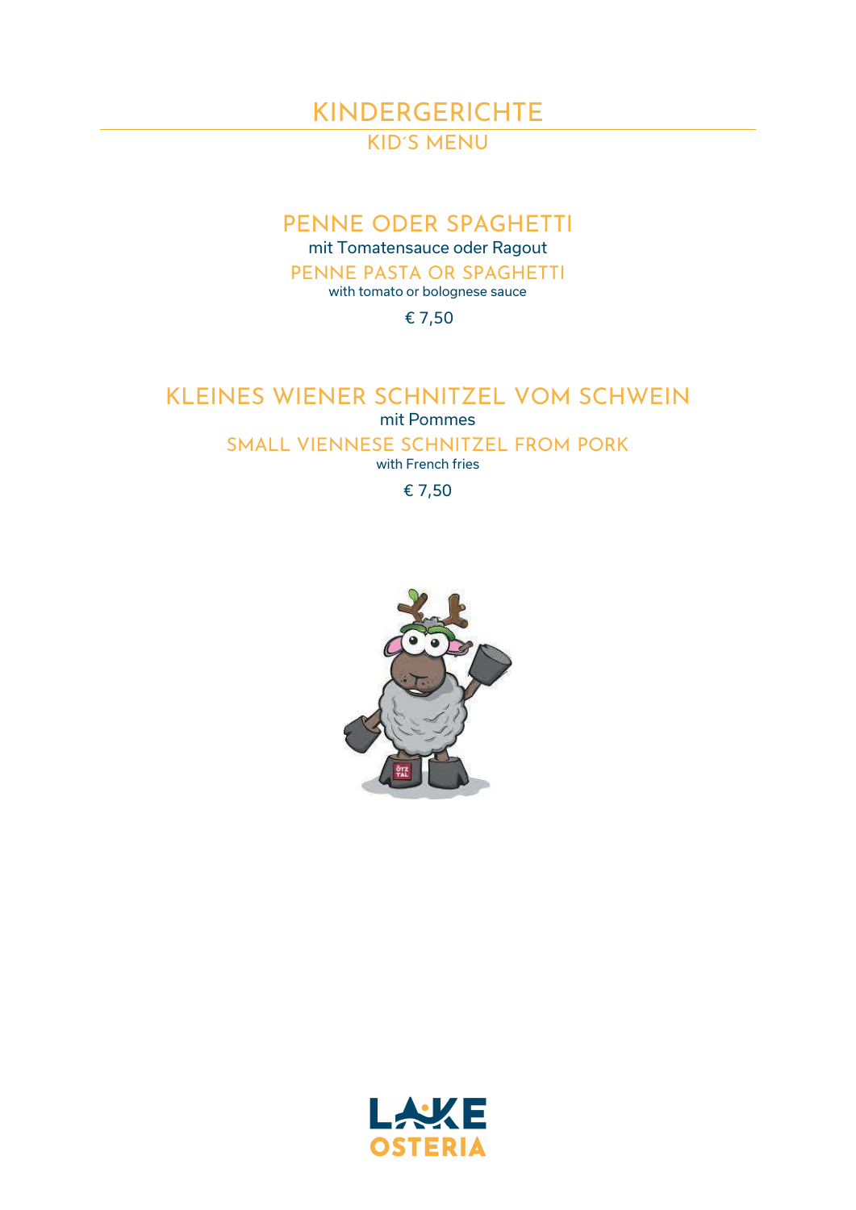# KINDERGERICHTE

## KID´S MENU

### PENNE ODER SPAGHETTI

mit Tomatensauce oder Ragout

### PENNE PASTA OR SPAGHETTI

with tomato or bolognese sauce

€ 7,50

### KLEINES WIENER SCHNITZEL VOM SCHWEIN

mit Pommes

### SMALL VIENNESE SCHNITZEL FROM PORK

with French fries

€ 7,50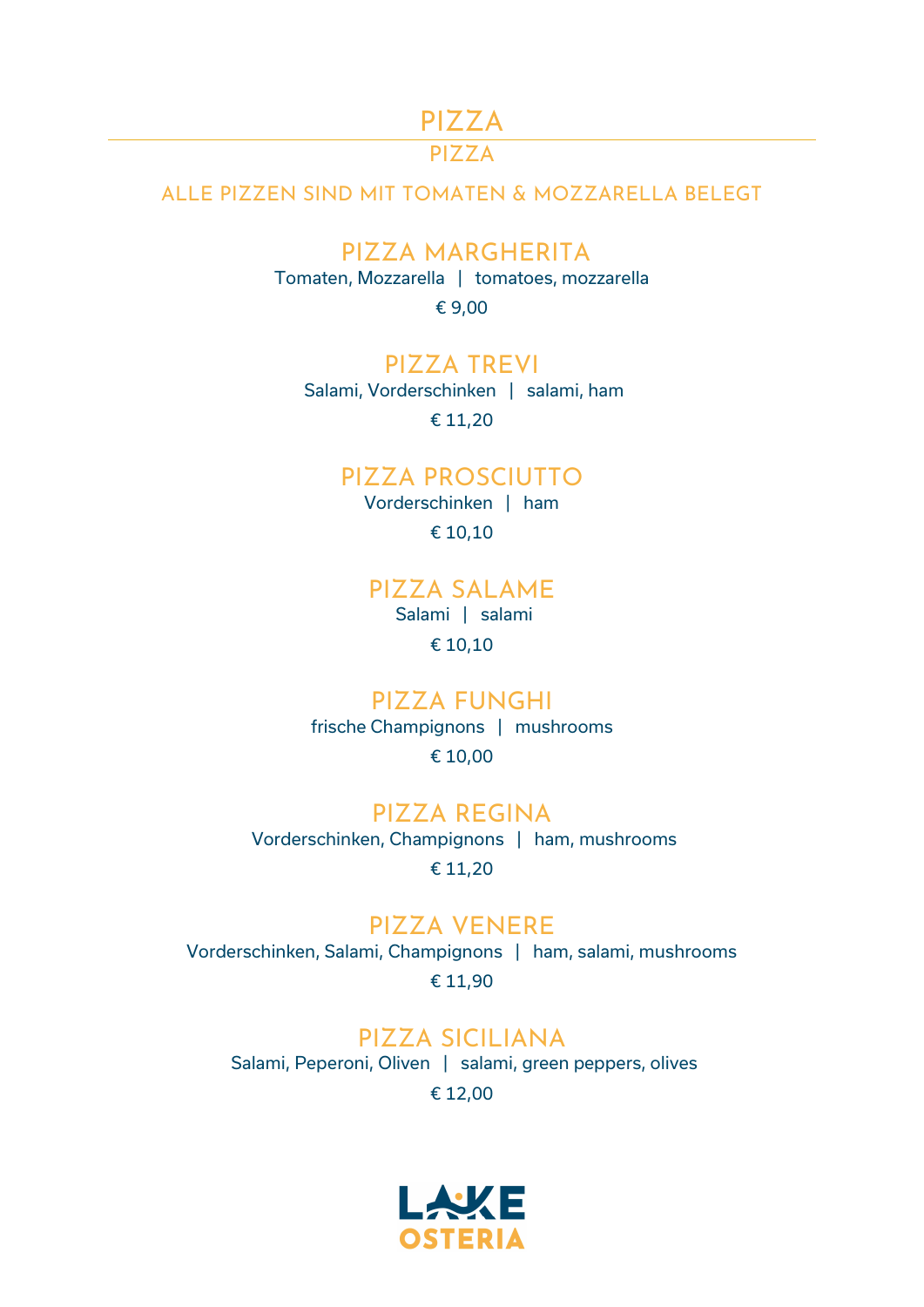# PIZZA

## PIZZA

ALLE PIZZEN SIND MIT TOMATEN & MOZZARELLA BELEGT

### PIZZA MARGHERITA

Tomaten, Mozzarella | tomatoes, mozzarella

€ 9,00

### PIZZA TREVI

Salami, Vorderschinken | salami, ham

€ 11,20

### PIZZA PROSCIUTTO

Vorderschinken | ham

€ 10,10

### PIZZA SALAME

Salami | salami

€ 10,10

### PIZZA FUNGHI

frische Champignons | mushrooms

€ 10,00

### PIZZA REGINA

Vorderschinken, Champignons | ham, mushrooms

€ 11,20

### PIZZA VENERE

Vorderschinken, Salami, Champignons | ham, salami, mushrooms

€ 11,90

### PIZZA SICILIANA

Salami, Peperoni, Oliven | salami, green peppers, olives

€ 12,00

LAKE OSTERIA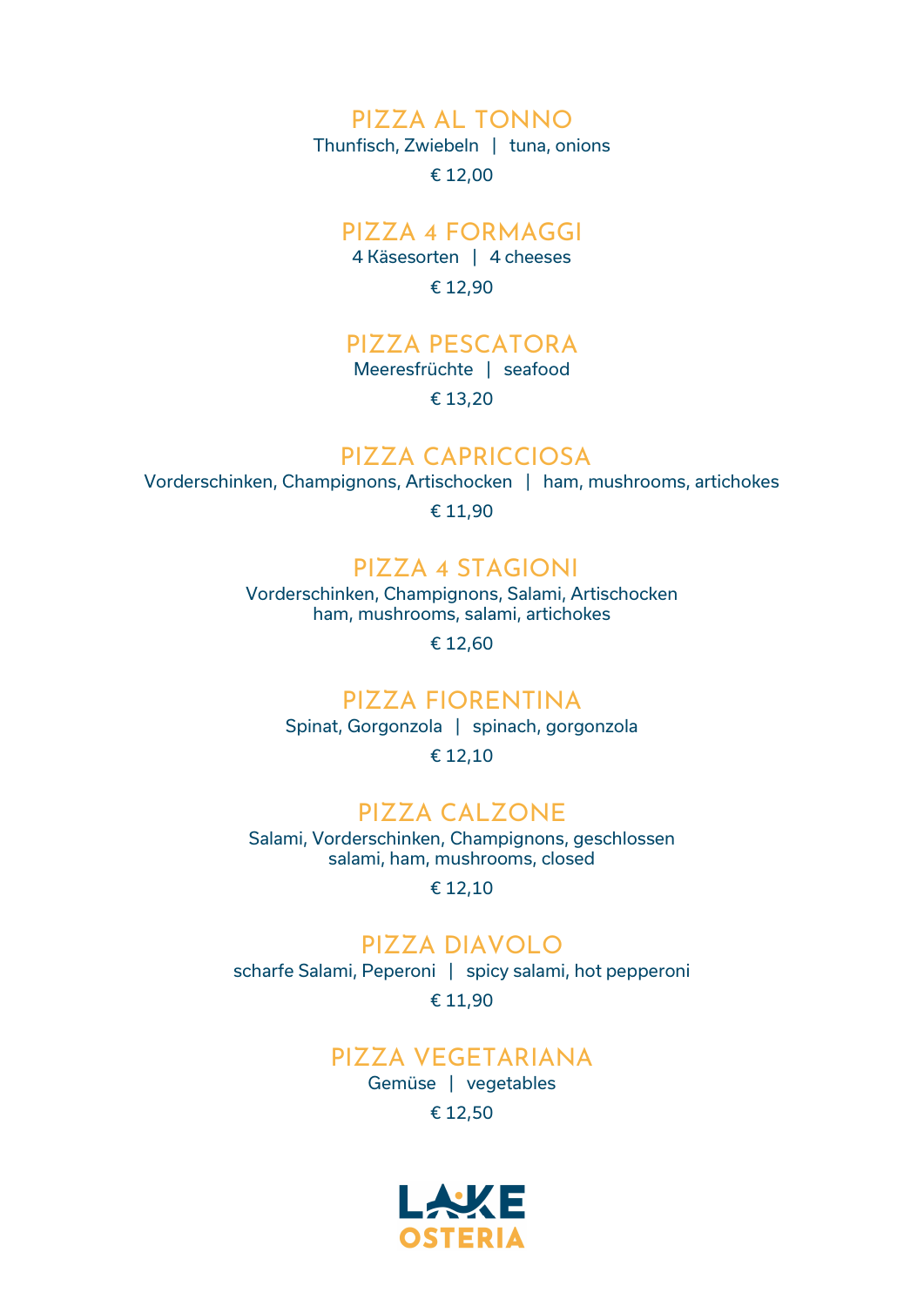## PIZZA AL TONNO
Thunfisch, Zwiebeln | tuna, onions

€ 12,00

## PIZZA 4 FORMAGGI
4 Käsesorten | 4 cheeses

€ 12,90

## PIZZA PESCATORA
Meeresfrüchte | seafood

€ 13,20

## PIZZA CAPRICCIOSA
Vorderschinken, Champignons, Artischocken | ham, mushrooms, artichokes

€ 11,90

## PIZZA 4 STAGIONI
Vorderschinken, Champignons, Salami, Artischocken
ham, mushrooms, salami, artichokes

€ 12,60

## PIZZA FIORENTINA
Spinat, Gorgonzola | spinach, gorgonzola

€ 12,10

## PIZZA CALZONE
Salami, Vorderschinken, Champignons, geschlossen
salami, ham, mushrooms, closed

€ 12,10

## PIZZA DIAVOLO
scharfe Salami, Peperoni | spicy salami, hot pepperoni

€ 11,90

## PIZZA VEGETARIANA
Gemüse | vegetables

€ 12,50

LAKE OSTERIA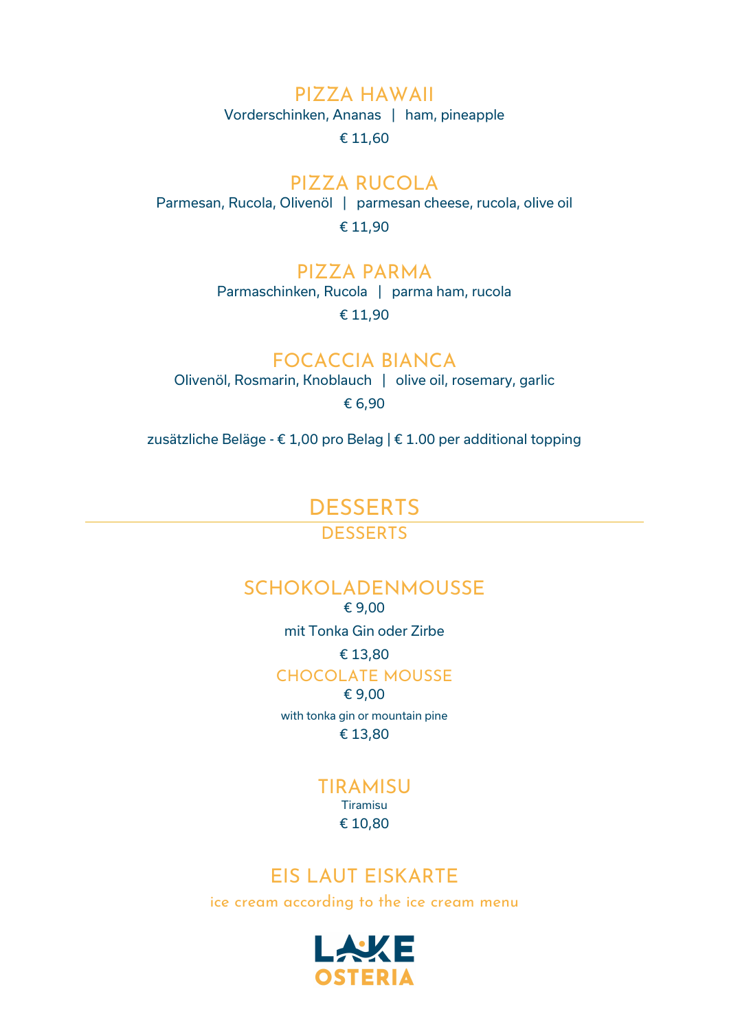### PIZZA HAWAII

Vorderschinken, Ananas | ham, pineapple

€ 11,60

### PIZZA RUCOLA

Parmesan, Rucola, Olivenöl | parmesan cheese, rucola, olive oil

€ 11,90

### PIZZA PARMA

Parmaschinken, Rucola | parma ham, rucola

€ 11,90

### FOCACCIA BIANCA

Olivenöl, Rosmarin, Knoblauch | olive oil, rosemary, garlic

€ 6,90

zusätzliche Beläge - € 1,00 pro Belag | € 1.00 per additional topping

## DESSERTS

DESSERTS

### SCHOKOLADENMOUSSE

€ 9,00

mit Tonka Gin oder Zirbe

€ 13,80

### CHOCOLATE MOUSSE

€ 9,00

with tonka gin or mountain pine

€ 13,80

### TIRAMISU

Tiramisu

€ 10,80

### EIS LAUT EISKARTE

ice cream according to the ice cream menu

LAKE OSTERIA